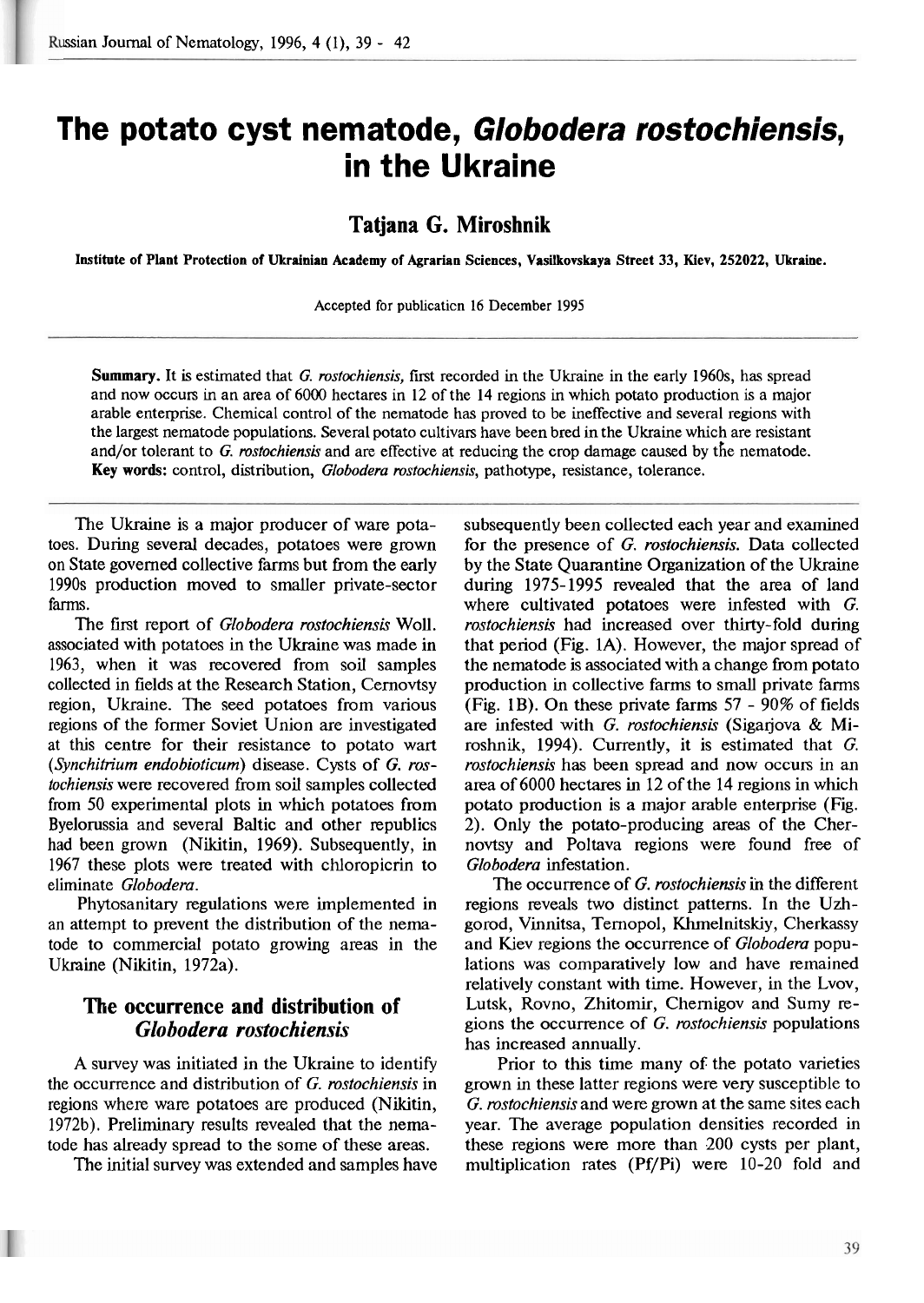# The potato cyst nematode, *Globodera rostochiensis*, in the Ukraine

## Tatjana G. Miroshnik

**Institute of Plant Protection of Ukrainian Academy of Agrarian Sciences, Vasilkovskaya Street 33, Kiev, 252022, Ukraine.**

Accepted for publication 16 December 1995

**Summary.** It is estimated that *G. rostochiensis,* first recorded in the Ukraine in the early 1960s, has spread and now occurs in an area of 6000 hectares in 12 of the 14 regions in which potato production is a major arable enterprise. Chemical control of the nematode has proved to be ineffective and several regions with the largest nematode populations. Several potato cultivars have been bred in the Ukraine which are resistant and/or tolerant to *G. rostochiensis* and are effective at reducing the crop damage caused by the nematode. **Key words:** control, distribution, *Globodera rostochiensis*, pathotype, resistance, tolerance.

The Ukraine is a major producer of ware potatoes. During several decades, potatoes were grown on State governed collective farms but from the early 1990s production moved to smaller private-sector farms.

The first report of *Globodera rostochiensis* Woll. associated with potatoes in the Ukraine was made in 1963, when it was recovered from soil samples collected in fields at the Research Station, Cernovtsy region, Ukraine. The seed potatoes from various regions of the former Soviet Union are investigated at this centre for their resistance to potato wart (*Synchitrium endobioticum*) disease. Cysts of *G. rostochiensis* were recovered from soil samples collected from 50 experimental plots in which potatoes from Byelorussia and several Baltic and other republics had been grown (Nikitin, 1969). Subsequently, in 1967 these plots were treated with chloropicrin to eliminate *Globodera*.

Phytosanitary regulations were implemented in an attempt to prevent the distribution of the nematode to commercial potato growing areas in the Ukraine (Nikitin, 1972a).

## The occurrence and distribution of *Globodera rostochiensis*

A survey was initiated in the Ukraine to identify the occurrence and distribution of *G. rostochiensis* in regions where ware potatoes are produced (Nikitin, 1972b). Preliminary results revealed that the nematode has already spread to the some of these areas.

The initial survey was extended and samples have subsequently been collected each year and examined for the presence of *G. rostochiensis.* Data collected by the State Quarantine Organization of the Ukraine during 1975-1995 revealed that the area of land where cultivated potatoes were infested with *G. rostochiensis* had increased over thirty-fold during that period (Fig. 1A). However, the major spread of the nematode is associated with a change from potato production in collective farms to small private farms (Fig. 1B). On these private farms 57 - 90% of fields are infested with *G. rostochiensis* (Sigarjova & Miroshnik, 1994). Currently, it is estimated that *G. rostochiensis* has been spread and now occurs in an area of 6000 hectares in 12 of the 14 regions in which potato production is a major arable enterprise (Fig. 2). Only the potato-producing areas of the Chernovtsy and Poltava regions were found free of *Globodera* infestation.

The occurrence of *G. rostochiensis* in the different regions reveals two distinct patterns. In the Uzhgorod, Vinnitsa, Ternopol, Khmelnitskiy, Cherkassy and Kiev regions the occurrence of *Globodera* populations was comparatively low and have remained relatively constant with time. However, in the Lvov, Lutsk, Rovno, Zhitomir, Chernigov and Sumy regions the occurrence of *G. rostochiensis* populations has increased annually.

Prior to this time many of the potato varieties grown in these latter regions were very susceptible to *G. rostochiensis* and were grown at the same sites each year. The average population densities recorded in these regions were more than 200 cysts per plant, multiplication rates (Pf/Pi) were 10-20 fold and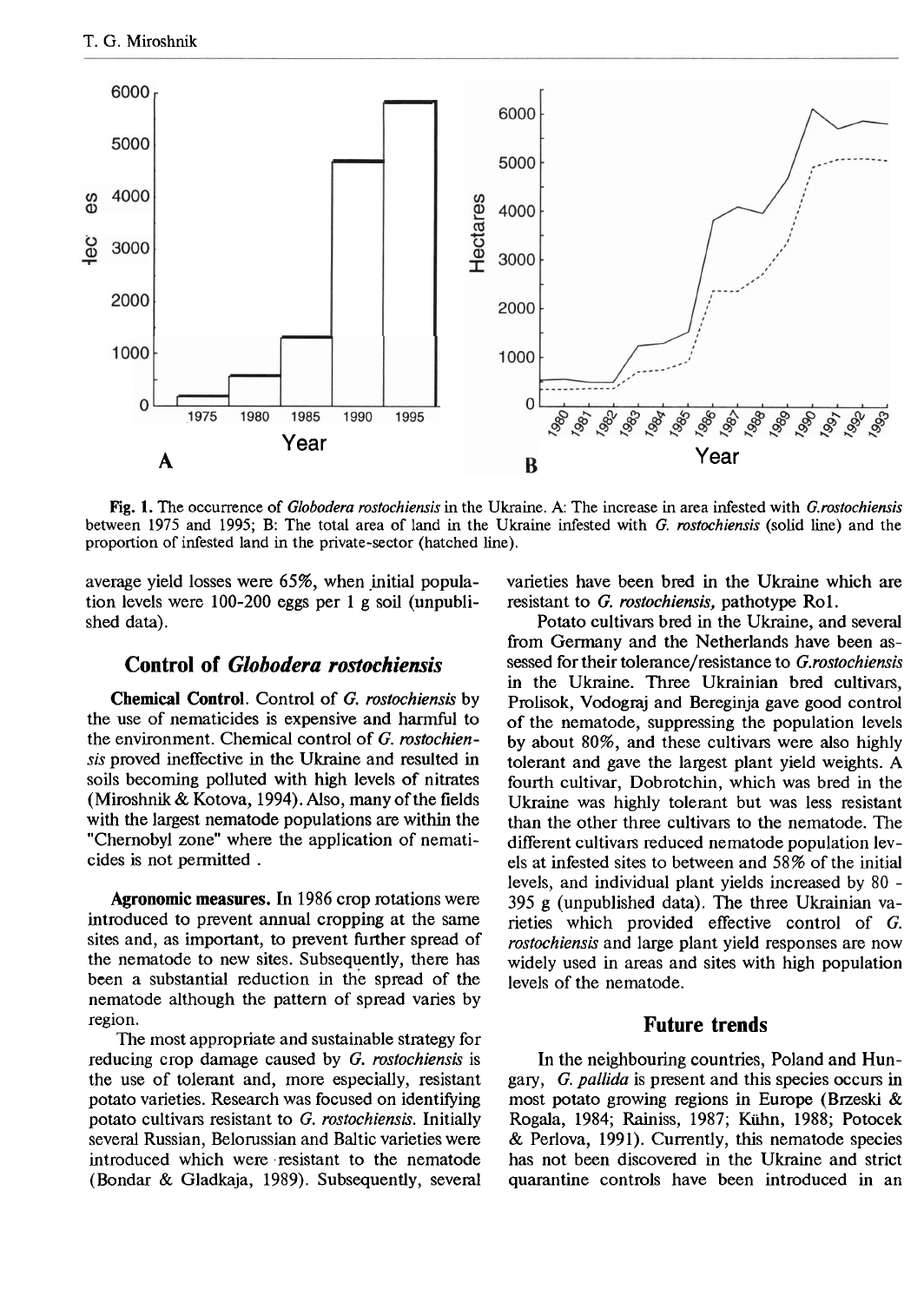Fig. 1. The occurrence of *Globodera rostochiensis* in the Ukraine. A: The increase in area infested with *G.rostochiensis* between 1975 and 1995; B: The total area of land in the Ukraine infested with *G. rostochiensis* (solid line) and the proportion of infested land in the private-sector (hatched line).

average yield losses were 65%, when initial population levels were 100-200 eggs per 1 g soil (unpublished data).

## Control of *Globodera rostochiensis*

**Chemical Control**. Control of *G. rostochiensis* by the use of nematicides is expensive and harmful to the environment. Chemical control of *G. rostochiensis* proved ineffective in the Ukraine and resulted in soils becoming polluted with high levels of nitrates (Miroshnik & Kotova, 1994). Also, many of the fields with the largest nematode populations are within the "Chernobyl zone" where the application of nematicides is not permitted .

**Agronomic measures.** In 1986 crop rotations were introduced to prevent annual cropping at the same sites and, as important, to prevent further spread of the nematode to new sites. Subsequently, there has been a substantial reduction in the spread of the nematode although the pattern of spread varies by region.

The most appropriate and sustainable strategy for reducing crop damage caused by *G. rostochiensis* is the use of tolerant and, more especially, resistant potato varieties. Research was focused on identifying potato cultivars resistant to *G. rostochiensis*. Initially several Russian, Belorussian and Baltic varieties were introduced which were resistant to the nematode (Bondar & Gladkaja, 1989). Subsequently, several varieties have been bred in the Ukraine which are resistant to *G. rostochiensis*, pathotype Ro1.

Potato cultivars bred in the Ukraine, and several from Germany and the Netherlands have been assessed for their tolerance/resistance to *G.rostochiensis* in the Ukraine. Three Ukrainian bred cultivars, Prolisok, Vodograj and Bereginja gave good control of the nematode, suppressing the population levels by about 80%, and these cultivars were also highly tolerant and gave the largest plant yield weights. A fourth cultivar, Dobrotchin, which was bred in the Ukraine was highly tolerant but was less resistant than the other three cultivars to the nematode. The different cultivars reduced nematode population levels at infested sites to between and 58% of the initial levels, and individual plant yields increased by 80 - 395 g (unpublished data). The three Ukrainian varieties which provided effective control of *G. rostochiensis* and large plant yield responses are now widely used in areas and sites with high population levels of the nematode.

## Future trends

In the neighbouring countries, Poland and Hungary, *G. pallida* is present and this species occurs in most potato growing regions in Europe (Brzeski & Rogala, 1984; Rainiss, 1987; Kühn, 1988; Potocek & Perlova, 1991). Currently, this nematode species has not been discovered in the Ukraine and strict quarantine controls have been introduced in an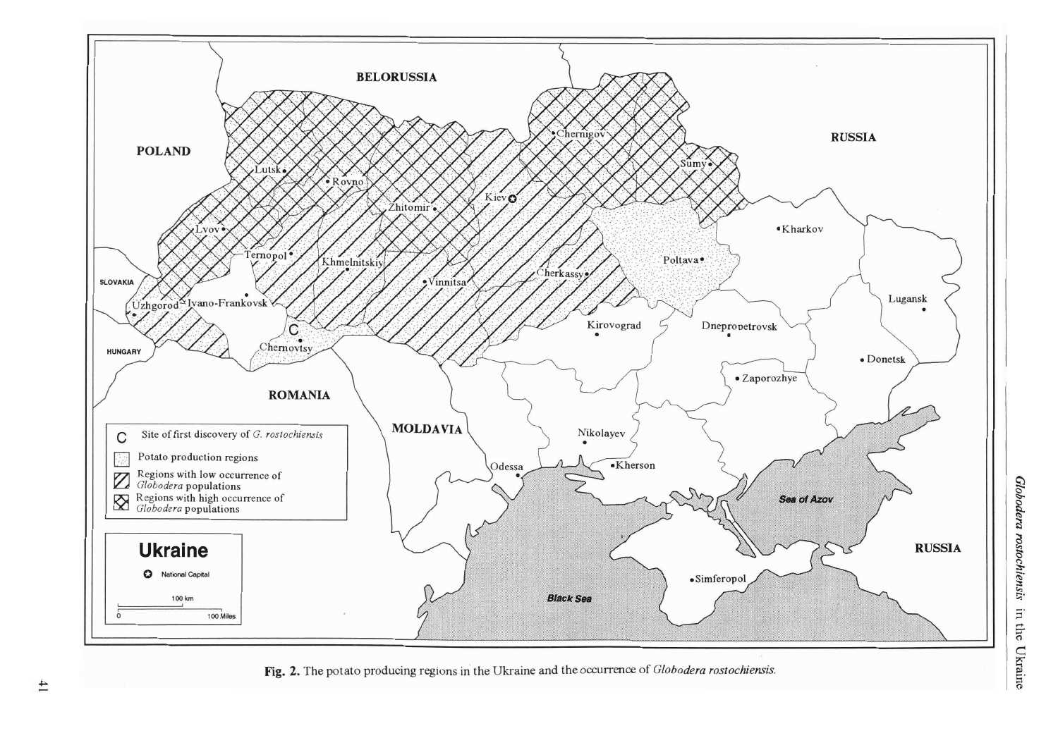Fig. 2. The potato producing regions in the Ukraine and the occurrence of *Globodera rostochiensis*.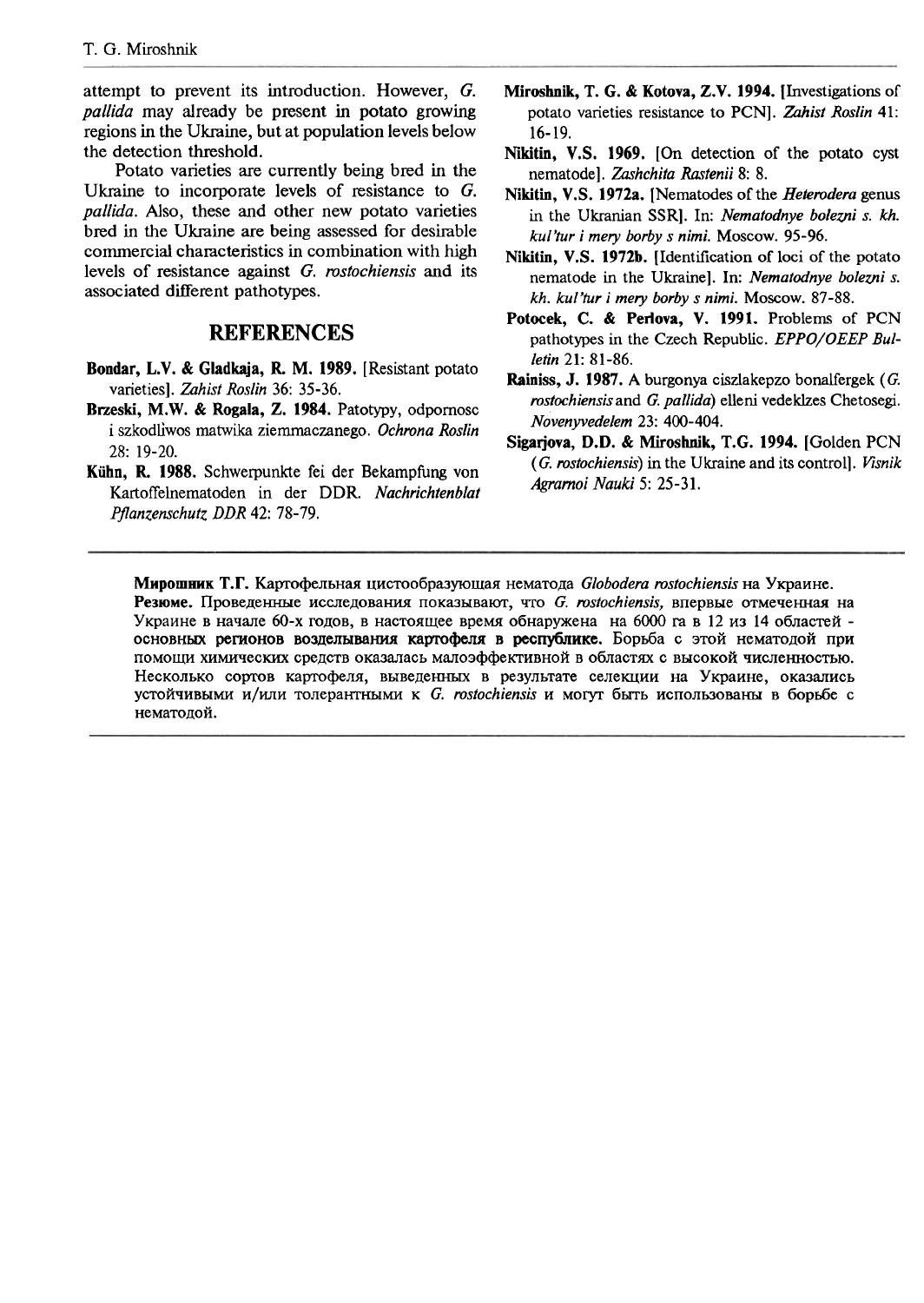attempt to prevent its introduction. However, *G. pallida* may already be present in potato growing regions in the Ukraine, but at population levels below the detection threshold.

Potato varieties are currently being bred in the Ukraine to incorporate levels of resistance to *G. pallida*. Also, these and other new potato varieties bred in the Ukraine are being assessed for desirable commercial characteristics in combination with high levels of resistance against *G. rostochiensis* and its associated different pathotypes.

## REFERENCES

**Bondar, L.V. & Gladkaja, R. M. 1989.** [Resistant potato varieties]. *Zahist Roslin* 36: 35-36.

**Brzeski, M.W. & Rogala, Z. 1984.** Patotypy, odpornosc i szkodliwos matwika ziemmaczanego. *Ochrona Roslin* 28: 19-20.

**Kühn, R. 1988.** Schwerpunkte fei der Bekampfung von Kartoffelnematoden in der DDR. *Nachrichtenblat Pflanzenschutz DDR* 42: 78-79.

**Miroshnik, T. G. & Kotova, Z.V. 1994.** [Investigations of potato varieties resistance to PCN]. *Zahist Roslin* 41: 16-19.

**Nikitin, V.S. 1969.** [On detection of the potato cyst nematode]. *Zashchita Rastenii* 8: 8.

**Nikitin, V.S. 1972a.** [Nematodes of the *Heterodera* genus in the Ukranian SSR]. In: *Nematodnye bolezni s. kh. kul'tur i mery borby s nimi.* Moscow. 95-96.

**Nikitin, V.S. 1972b.** [Identification of loci of the potato nematode in the Ukraine]. In: *Nematodnye bolezni s. kh. kul'tur i mery borby s nimi.* Moscow. 87-88.

**Potocek, C. & Perlova, V. 1991.** Problems of PCN pathotypes in the Czech Republic. *EPPO/OEEP Bulletin* 21: 81-86.

**Rainiss, J. 1987.** A burgonya ciszlakepzo bonalfergek (*G. rostochiensis* and *G. pallida*) elleni vedeklzes Chetosegi. *Novenyvedelem* 23: 400-404.

**Sigarjova, D.D. & Miroshnik, T.G. 1994.** [Golden PCN (*G. rostochiensis*) in the Ukraine and its control]. *Visnik Agrarnoi Nauki* 5: 25-31.

---

**Мирошник Т.Г.** Картофельная цистообразующая нематода *Globodera rostochiensis* на Украине.
**Резюме.** Проведенные исследования показывают, что *G. rostochiensis*, впервые отмеченная на Украине в начале 60-х годов, в настоящее время обнаружена на 6000 га в 12 из 14 областей - **основных регионов возделывания картофеля в республике.** Борьба с этой нематодой при помощи химических средств оказалась малоэффективной в областях с высокой численностью. Несколько сортов картофеля, выведенных в результате селекции на Украине, оказались устойчивыми и/или толерантными к *G. rostochiensis* и могут быть использованы в борьбе с нематодой.